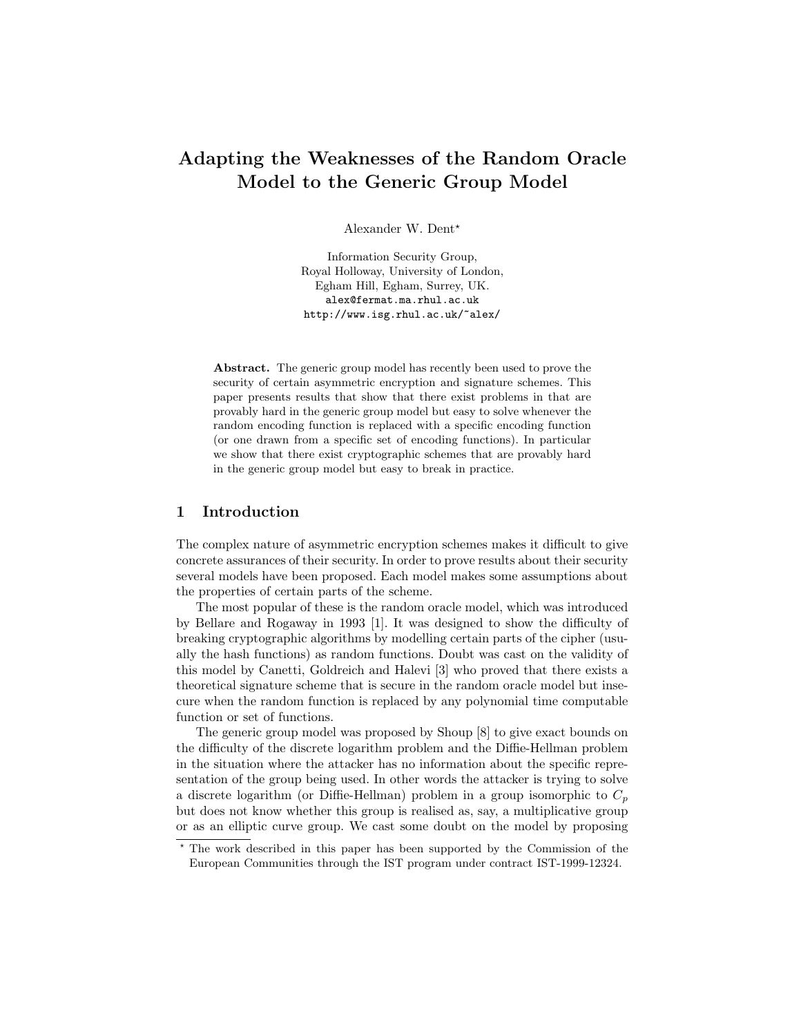# Adapting the Weaknesses of the Random Oracle Model to the Generic Group Model

Alexander W. Dent*

Information Security Group,
Royal Holloway, University of London,
Egham Hill, Egham, Surrey, UK.
alex@fermat.ma.rhul.ac.uk
http://www.isg.rhul.ac.uk/~alex/

**Abstract.** The generic group model has recently been used to prove the security of certain asymmetric encryption and signature schemes. This paper presents results that show that there exist problems in that are provably hard in the generic group model but easy to solve whenever the random encoding function is replaced with a specific encoding function (or one drawn from a specific set of encoding functions). In particular we show that there exist cryptographic schemes that are provably hard in the generic group model but easy to break in practice.

## 1 Introduction

The complex nature of asymmetric encryption schemes makes it difficult to give concrete assurances of their security. In order to prove results about their security several models have been proposed. Each model makes some assumptions about the properties of certain parts of the scheme.

The most popular of these is the random oracle model, which was introduced by Bellare and Rogaway in 1993 [1]. It was designed to show the difficulty of breaking cryptographic algorithms by modelling certain parts of the cipher (usually the hash functions) as random functions. Doubt was cast on the validity of this model by Canetti, Goldreich and Halevi [3] who proved that there exists a theoretical signature scheme that is secure in the random oracle model but insecure when the random function is replaced by any polynomial time computable function or set of functions.

The generic group model was proposed by Shoup [8] to give exact bounds on the difficulty of the discrete logarithm problem and the Diffie-Hellman problem in the situation where the attacker has no information about the specific representation of the group being used. In other words the attacker is trying to solve a discrete logarithm (or Diffie-Hellman) problem in a group isomorphic to $C_p$ but does not know whether this group is realised as, say, a multiplicative group or as an elliptic curve group. We cast some doubt on the model by proposing

* The work described in this paper has been supported by the Commission of the European Communities through the IST program under contract IST-1999-12324.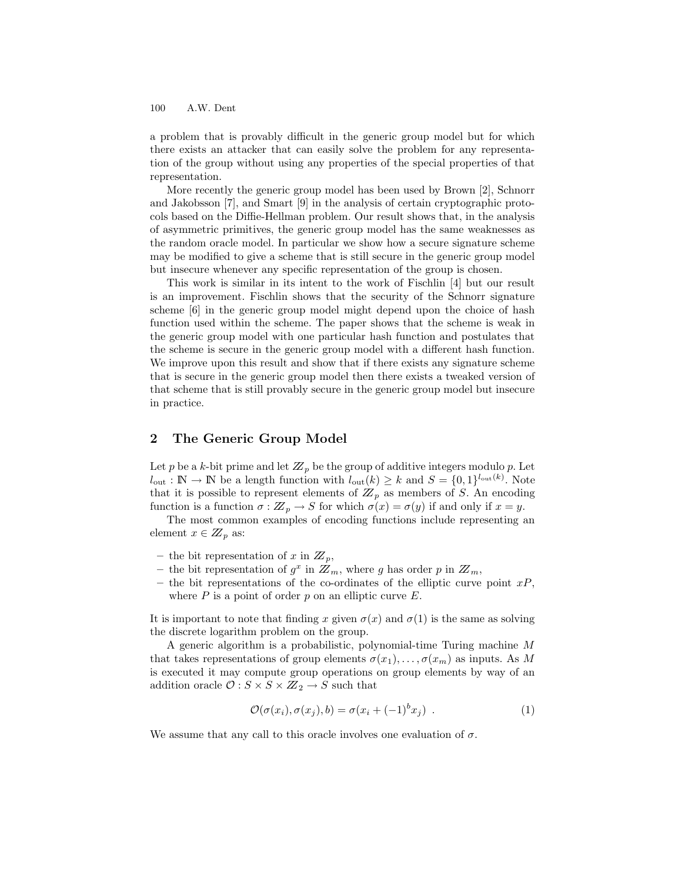a problem that is provably difficult in the generic group model but for which there exists an attacker that can easily solve the problem for any representation of the group without using any properties of the special properties of that representation.

More recently the generic group model has been used by Brown [2], Schnorr and Jakobsson [7], and Smart [9] in the analysis of certain cryptographic protocols based on the Diffie-Hellman problem. Our result shows that, in the analysis of asymmetric primitives, the generic group model has the same weaknesses as the random oracle model. In particular we show how a secure signature scheme may be modified to give a scheme that is still secure in the generic group model but insecure whenever any specific representation of the group is chosen.

This work is similar in its intent to the work of Fischlin [4] but our result is an improvement. Fischlin shows that the security of the Schnorr signature scheme [6] in the generic group model might depend upon the choice of hash function used within the scheme. The paper shows that the scheme is weak in the generic group model with one particular hash function and postulates that the scheme is secure in the generic group model with a different hash function. We improve upon this result and show that if there exists any signature scheme that is secure in the generic group model then there exists a tweaked version of that scheme that is still provably secure in the generic group model but insecure in practice.

## 2 The Generic Group Model

Let $p$ be a $k$-bit prime and let $\mathbb{Z}_p$ be the group of additive integers modulo $p$. Let $l_{\text{out}} : \mathbb{N} \to \mathbb{N}$ be a length function with $l_{\text{out}}(k) \geq k$ and $S = \{0,1\}^{l_{\text{out}}(k)}$. Note that it is possible to represent elements of $\mathbb{Z}_p$ as members of $S$. An encoding function is a function $\sigma : \mathbb{Z}_p \to S$ for which $\sigma(x) = \sigma(y)$ if and only if $x = y$.

The most common examples of encoding functions include representing an element $x \in \mathbb{Z}_p$ as:

- the bit representation of $x$ in $\mathbb{Z}_p$,
- the bit representation of $g^x$ in $\mathbb{Z}_m$, where $g$ has order $p$ in $\mathbb{Z}_m$,
- the bit representations of the co-ordinates of the elliptic curve point $xP$, where $P$ is a point of order $p$ on an elliptic curve $E$.

It is important to note that finding $x$ given $\sigma(x)$ and $\sigma(1)$ is the same as solving the discrete logarithm problem on the group.

A generic algorithm is a probabilistic, polynomial-time Turing machine $M$ that takes representations of group elements $\sigma(x_1), \ldots, \sigma(x_m)$ as inputs. As $M$ is executed it may compute group operations on group elements by way of an addition oracle $\mathcal{O} : S \times S \times \mathbb{Z}_2 \to S$ such that

$$\mathcal{O}(\sigma(x_i), \sigma(x_j), b) = \sigma(x_i + (-1)^b x_j) \ . \tag{1}$$

We assume that any call to this oracle involves one evaluation of $\sigma$.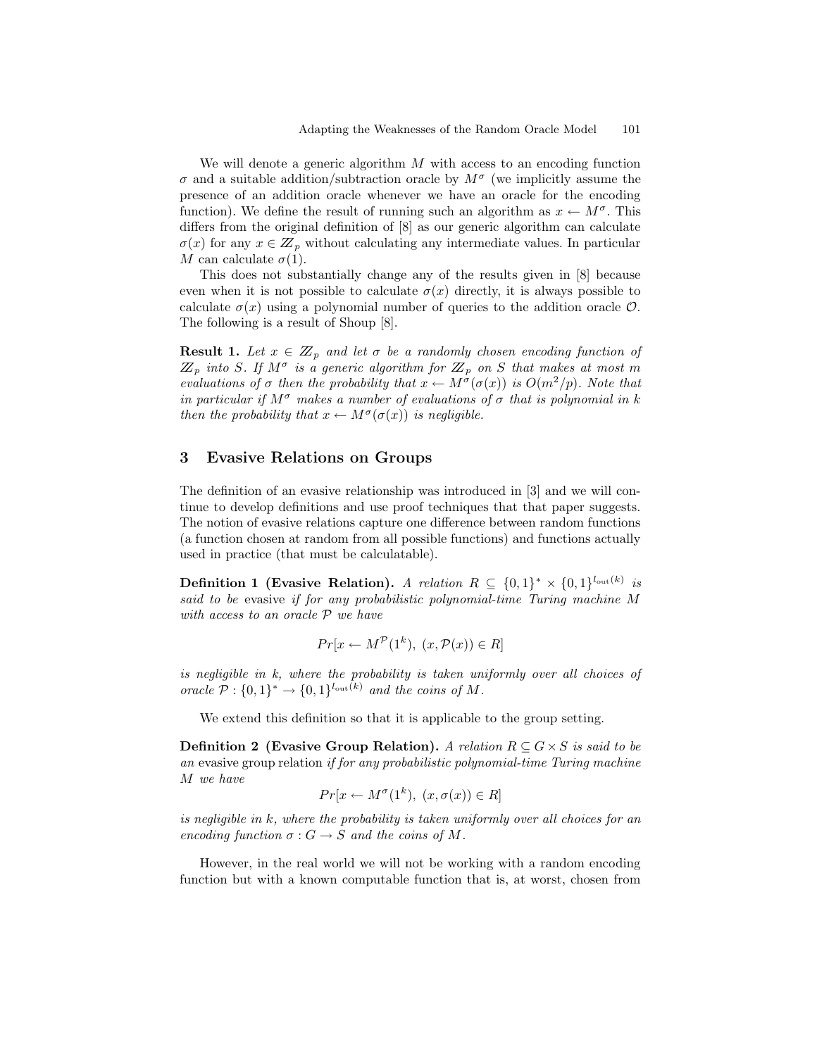We will denote a generic algorithm $M$ with access to an encoding function $\sigma$ and a suitable addition/subtraction oracle by $M^\sigma$ (we implicitly assume the presence of an addition oracle whenever we have an oracle for the encoding function). We define the result of running such an algorithm as $x \leftarrow M^\sigma$. This differs from the original definition of [8] as our generic algorithm can calculate $\sigma(x)$ for any $x \in \mathbb{Z}_p$ without calculating any intermediate values. In particular $M$ can calculate $\sigma(1)$.

This does not substantially change any of the results given in [8] because even when it is not possible to calculate $\sigma(x)$ directly, it is always possible to calculate $\sigma(x)$ using a polynomial number of queries to the addition oracle $\mathcal{O}$. The following is a result of Shoup [8].

**Result 1.** *Let $x \in \mathbb{Z}_p$ and let $\sigma$ be a randomly chosen encoding function of $\mathbb{Z}_p$ into $S$. If $M^\sigma$ is a generic algorithm for $\mathbb{Z}_p$ on $S$ that makes at most $m$ evaluations of $\sigma$ then the probability that $x \leftarrow M^\sigma(\sigma(x))$ is $O(m^2/p)$. Note that in particular if $M^\sigma$ makes a number of evaluations of $\sigma$ that is polynomial in $k$ then the probability that $x \leftarrow M^\sigma(\sigma(x))$ is negligible.*

## 3 Evasive Relations on Groups

The definition of an evasive relationship was introduced in [3] and we will continue to develop definitions and use proof techniques that that paper suggests. The notion of evasive relations capture one difference between random functions (a function chosen at random from all possible functions) and functions actually used in practice (that must be calculatable).

**Definition 1 (Evasive Relation).** *A relation $R \subseteq \{0,1\}^* \times \{0,1\}^{l_{\text{out}}(k)}$ is said to be* evasive *if for any probabilistic polynomial-time Turing machine $M$ with access to an oracle $\mathcal{P}$ we have*

$$Pr[x \leftarrow M^{\mathcal{P}}(1^k),\ (x, \mathcal{P}(x)) \in R]$$

*is negligible in $k$, where the probability is taken uniformly over all choices of oracle $\mathcal{P} : \{0,1\}^* \to \{0,1\}^{l_{\text{out}}(k)}$ and the coins of $M$.*

We extend this definition so that it is applicable to the group setting.

**Definition 2 (Evasive Group Relation).** *A relation $R \subseteq G \times S$ is said to be an* evasive group relation *if for any probabilistic polynomial-time Turing machine $M$ we have*

$$Pr[x \leftarrow M^\sigma(1^k),\ (x, \sigma(x)) \in R]$$

*is negligible in $k$, where the probability is taken uniformly over all choices for an encoding function $\sigma : G \to S$ and the coins of $M$.*

However, in the real world we will not be working with a random encoding function but with a known computable function that is, at worst, chosen from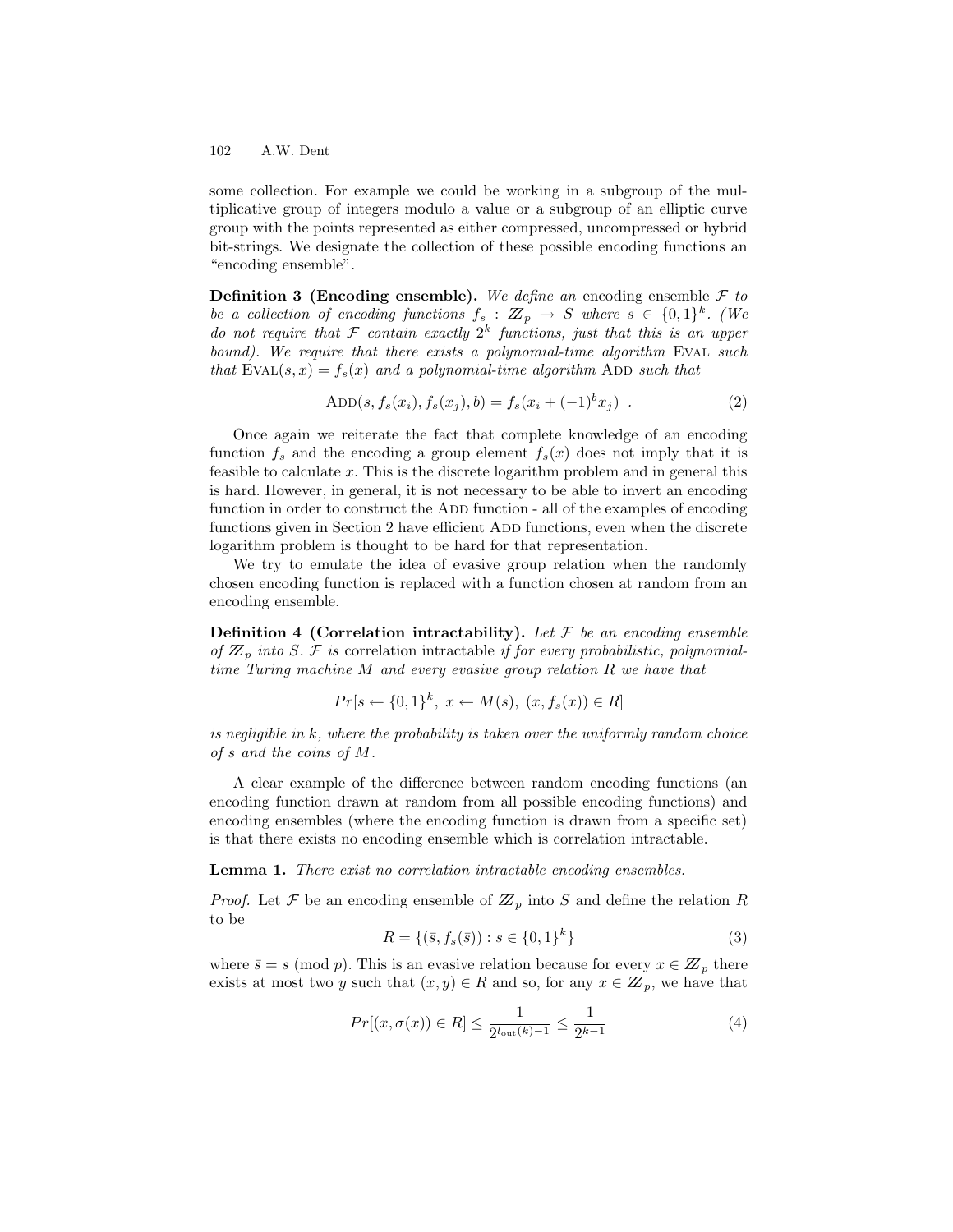some collection. For example we could be working in a subgroup of the multiplicative group of integers modulo a value or a subgroup of an elliptic curve group with the points represented as either compressed, uncompressed or hybrid bit-strings. We designate the collection of these possible encoding functions an "encoding ensemble".

**Definition 3 (Encoding ensemble).** *We define an* encoding ensemble $\mathcal{F}$ *to be a collection of encoding functions* $f_s : \mathbb{Z}_p \to S$ *where* $s \in \{0,1\}^k$. *(We do not require that* $\mathcal{F}$ *contain exactly* $2^k$ *functions, just that this is an upper bound). We require that there exists a polynomial-time algorithm* EVAL *such that* $\text{EVAL}(s, x) = f_s(x)$ *and a polynomial-time algorithm* ADD *such that*

$$\text{ADD}(s, f_s(x_i), f_s(x_j), b) = f_s(x_i + (-1)^b x_j) \ . \tag{2}$$

Once again we reiterate the fact that complete knowledge of an encoding function $f_s$ and the encoding a group element $f_s(x)$ does not imply that it is feasible to calculate $x$. This is the discrete logarithm problem and in general this is hard. However, in general, it is not necessary to be able to invert an encoding function in order to construct the ADD function - all of the examples of encoding functions given in Section 2 have efficient ADD functions, even when the discrete logarithm problem is thought to be hard for that representation.

We try to emulate the idea of evasive group relation when the randomly chosen encoding function is replaced with a function chosen at random from an encoding ensemble.

**Definition 4 (Correlation intractability).** *Let* $\mathcal{F}$ *be an encoding ensemble of* $\mathbb{Z}_p$ *into* $S$. $\mathcal{F}$ *is* correlation intractable *if for every probabilistic, polynomial-time Turing machine* $M$ *and every evasive group relation* $R$ *we have that*

$$Pr[s \leftarrow \{0,1\}^k,\ x \leftarrow M(s),\ (x, f_s(x)) \in R]$$

*is negligible in* $k$*, where the probability is taken over the uniformly random choice of* $s$ *and the coins of* $M$.

A clear example of the difference between random encoding functions (an encoding function drawn at random from all possible encoding functions) and encoding ensembles (where the encoding function is drawn from a specific set) is that there exists no encoding ensemble which is correlation intractable.

**Lemma 1.** *There exist no correlation intractable encoding ensembles.*

*Proof.* Let $\mathcal{F}$ be an encoding ensemble of $\mathbb{Z}_p$ into $S$ and define the relation $R$ to be

$$R = \{(\bar{s}, f_s(\bar{s})) : s \in \{0,1\}^k\} \tag{3}$$

where $\bar{s} = s \pmod{p}$. This is an evasive relation because for every $x \in \mathbb{Z}_p$ there exists at most two $y$ such that $(x, y) \in R$ and so, for any $x \in \mathbb{Z}_p$, we have that

$$Pr[(x, \sigma(x)) \in R] \leq \frac{1}{2^{l_{\text{out}}(k)-1}} \leq \frac{1}{2^{k-1}} \tag{4}$$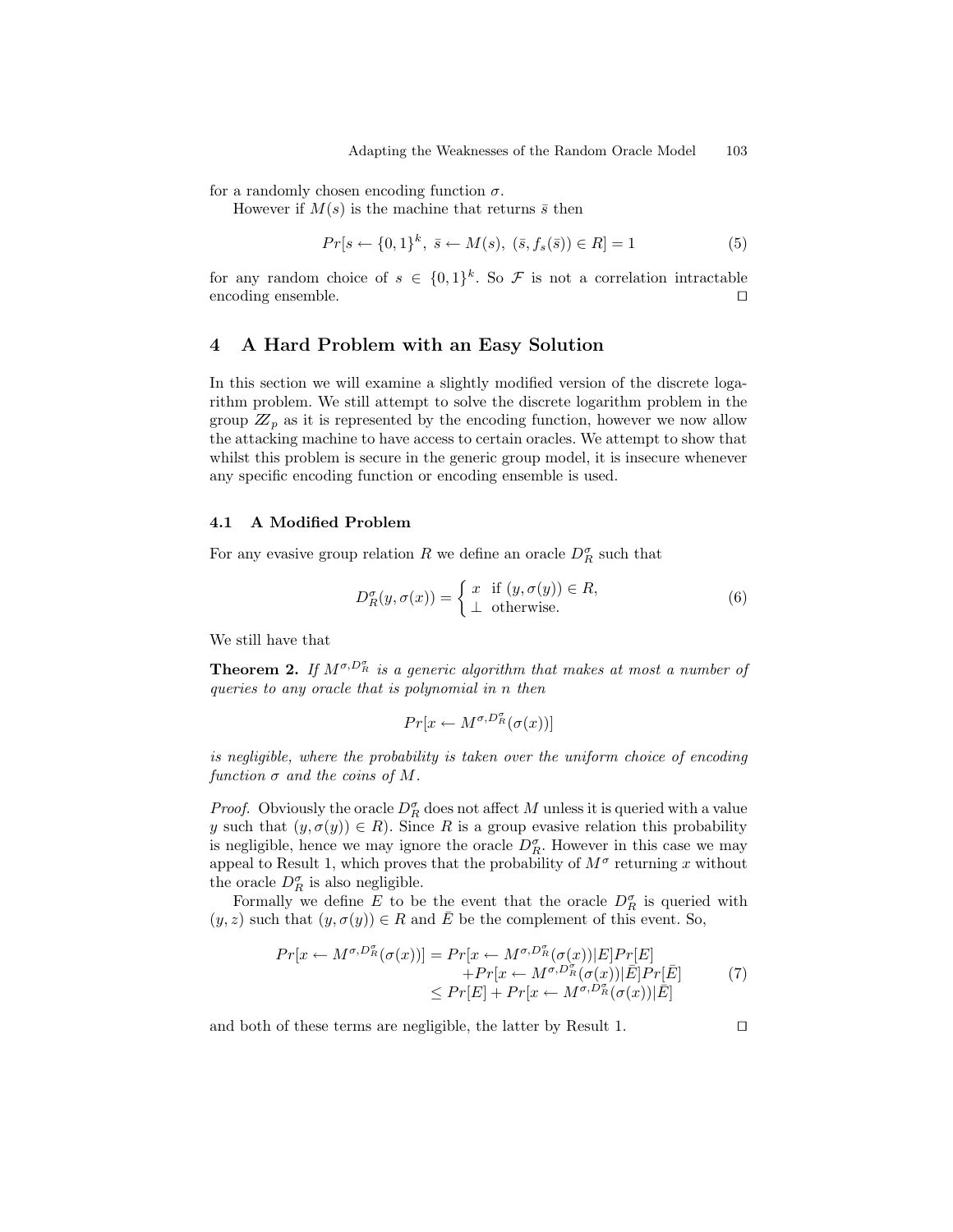for a randomly chosen encoding function $\sigma$.

However if $M(s)$ is the machine that returns $\bar{s}$ then

$$Pr[s \leftarrow \{0,1\}^k,\ \bar{s} \leftarrow M(s),\ (\bar{s}, f_s(\bar{s})) \in R] = 1 \tag{5}$$

for any random choice of $s \in \{0,1\}^k$. So $\mathcal{F}$ is not a correlation intractable encoding ensemble. □

## 4 A Hard Problem with an Easy Solution

In this section we will examine a slightly modified version of the discrete logarithm problem. We still attempt to solve the discrete logarithm problem in the group $\mathbb{Z}_p$ as it is represented by the encoding function, however we now allow the attacking machine to have access to certain oracles. We attempt to show that whilst this problem is secure in the generic group model, it is insecure whenever any specific encoding function or encoding ensemble is used.

### 4.1 A Modified Problem

For any evasive group relation $R$ we define an oracle $D_R^\sigma$ such that

$$D_R^\sigma(y, \sigma(x)) = \begin{cases} x & \text{if } (y, \sigma(y)) \in R, \\ \perp & \text{otherwise.} \end{cases} \tag{6}$$

We still have that

**Theorem 2.** *If $M^{\sigma, D_R^\sigma}$ is a generic algorithm that makes at most a number of queries to any oracle that is polynomial in $n$ then*

$$Pr[x \leftarrow M^{\sigma, D_R^\sigma}(\sigma(x))]$$

*is negligible, where the probability is taken over the uniform choice of encoding function $\sigma$ and the coins of $M$.*

*Proof.* Obviously the oracle $D_R^\sigma$ does not affect $M$ unless it is queried with a value $y$ such that $(y, \sigma(y)) \in R$. Since $R$ is a group evasive relation this probability is negligible, hence we may ignore the oracle $D_R^\sigma$. However in this case we may appeal to Result 1, which proves that the probability of $M^\sigma$ returning $x$ without the oracle $D_R^\sigma$ is also negligible.

Formally we define $E$ to be the event that the oracle $D_R^\sigma$ is queried with $(y, z)$ such that $(y, \sigma(y)) \in R$ and $\bar{E}$ be the complement of this event. So,

$$\begin{aligned} Pr[x \leftarrow M^{\sigma, D_R^\sigma}(\sigma(x))] &= Pr[x \leftarrow M^{\sigma, D_R^\sigma}(\sigma(x)) | E] Pr[E] \\ &\quad + Pr[x \leftarrow M^{\sigma, D_R^\sigma}(\sigma(x)) | \bar{E}] Pr[\bar{E}] \\ &\leq Pr[E] + Pr[x \leftarrow M^{\sigma, D_R^\sigma}(\sigma(x)) | \bar{E}] \end{aligned} \tag{7}$$

and both of these terms are negligible, the latter by Result 1. □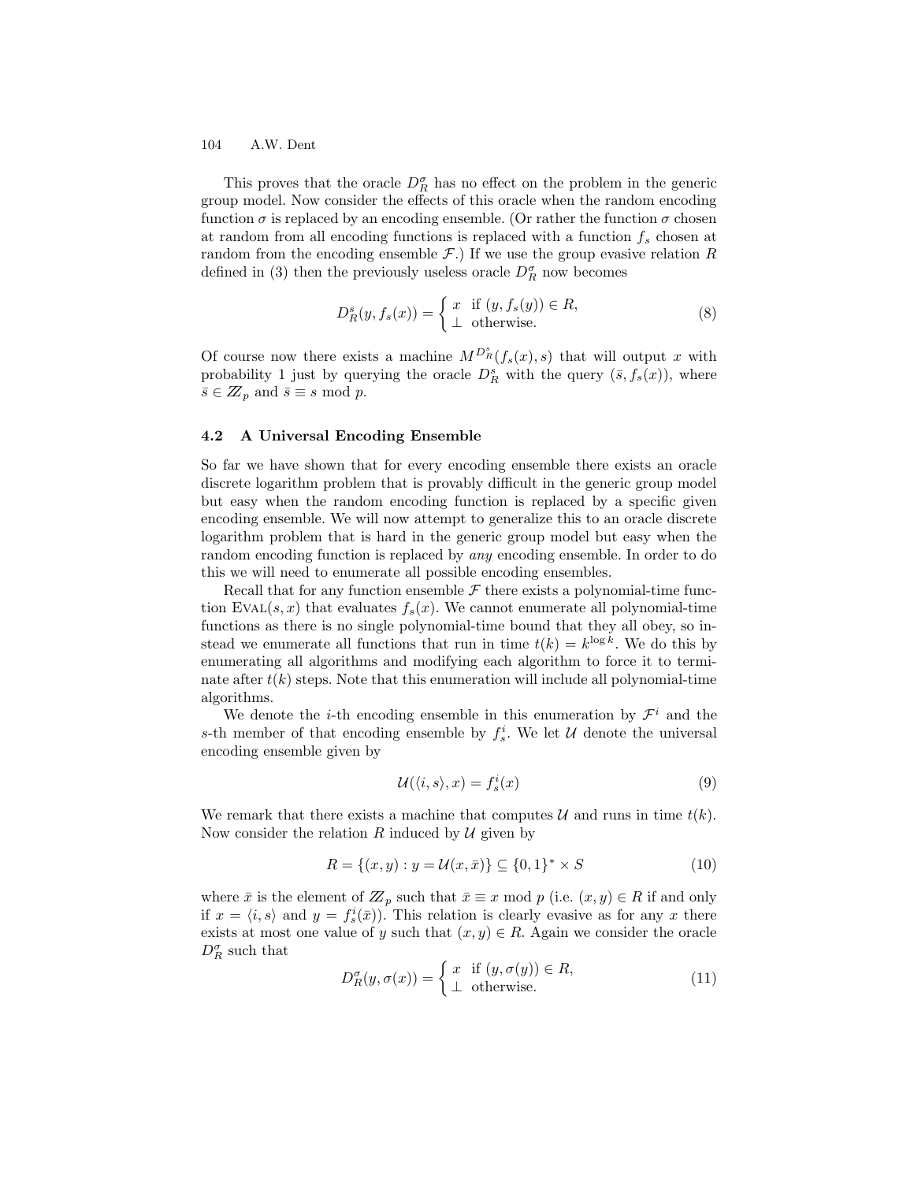This proves that the oracle $D_R^\sigma$ has no effect on the problem in the generic group model. Now consider the effects of this oracle when the random encoding function $\sigma$ is replaced by an encoding ensemble. (Or rather the function $\sigma$ chosen at random from all encoding functions is replaced with a function $f_s$ chosen at random from the encoding ensemble $\mathcal{F}$.) If we use the group evasive relation $R$ defined in (3) then the previously useless oracle $D_R^\sigma$ now becomes

$$D_R^s(y, f_s(x)) = \begin{cases} x & \text{if } (y, f_s(y)) \in R, \\ \perp & \text{otherwise.} \end{cases} \tag{8}$$

Of course now there exists a machine $M^{D_R^s}(f_s(x), s)$ that will output $x$ with probability 1 just by querying the oracle $D_R^s$ with the query $(\bar{s}, f_s(x))$, where $\bar{s} \in \mathbb{Z}_p$ and $\bar{s} \equiv s \bmod p$.

### 4.2 A Universal Encoding Ensemble

So far we have shown that for every encoding ensemble there exists an oracle discrete logarithm problem that is provably difficult in the generic group model but easy when the random encoding function is replaced by a specific given encoding ensemble. We will now attempt to generalize this to an oracle discrete logarithm problem that is hard in the generic group model but easy when the random encoding function is replaced by *any* encoding ensemble. In order to do this we will need to enumerate all possible encoding ensembles.

Recall that for any function ensemble $\mathcal{F}$ there exists a polynomial-time function $\text{Eval}(s, x)$ that evaluates $f_s(x)$. We cannot enumerate all polynomial-time functions as there is no single polynomial-time bound that they all obey, so instead we enumerate all functions that run in time $t(k) = k^{\log k}$. We do this by enumerating all algorithms and modifying each algorithm to force it to terminate after $t(k)$ steps. Note that this enumeration will include all polynomial-time algorithms.

We denote the $i$-th encoding ensemble in this enumeration by $\mathcal{F}^i$ and the $s$-th member of that encoding ensemble by $f_s^i$. We let $\mathcal{U}$ denote the universal encoding ensemble given by

$$\mathcal{U}(\langle i, s \rangle, x) = f_s^i(x) \tag{9}$$

We remark that there exists a machine that computes $\mathcal{U}$ and runs in time $t(k)$. Now consider the relation $R$ induced by $\mathcal{U}$ given by

$$R = \{(x, y) : y = \mathcal{U}(x, \bar{x})\} \subseteq \{0,1\}^* \times S \tag{10}$$

where $\bar{x}$ is the element of $\mathbb{Z}_p$ such that $\bar{x} \equiv x \bmod p$ (i.e. $(x, y) \in R$ if and only if $x = \langle i, s \rangle$ and $y = f_s^i(\bar{x})$). This relation is clearly evasive as for any $x$ there exists at most one value of $y$ such that $(x, y) \in R$. Again we consider the oracle $D_R^\sigma$ such that

$$D_R^\sigma(y, \sigma(x)) = \begin{cases} x & \text{if } (y, \sigma(y)) \in R, \\ \perp & \text{otherwise.} \end{cases} \tag{11}$$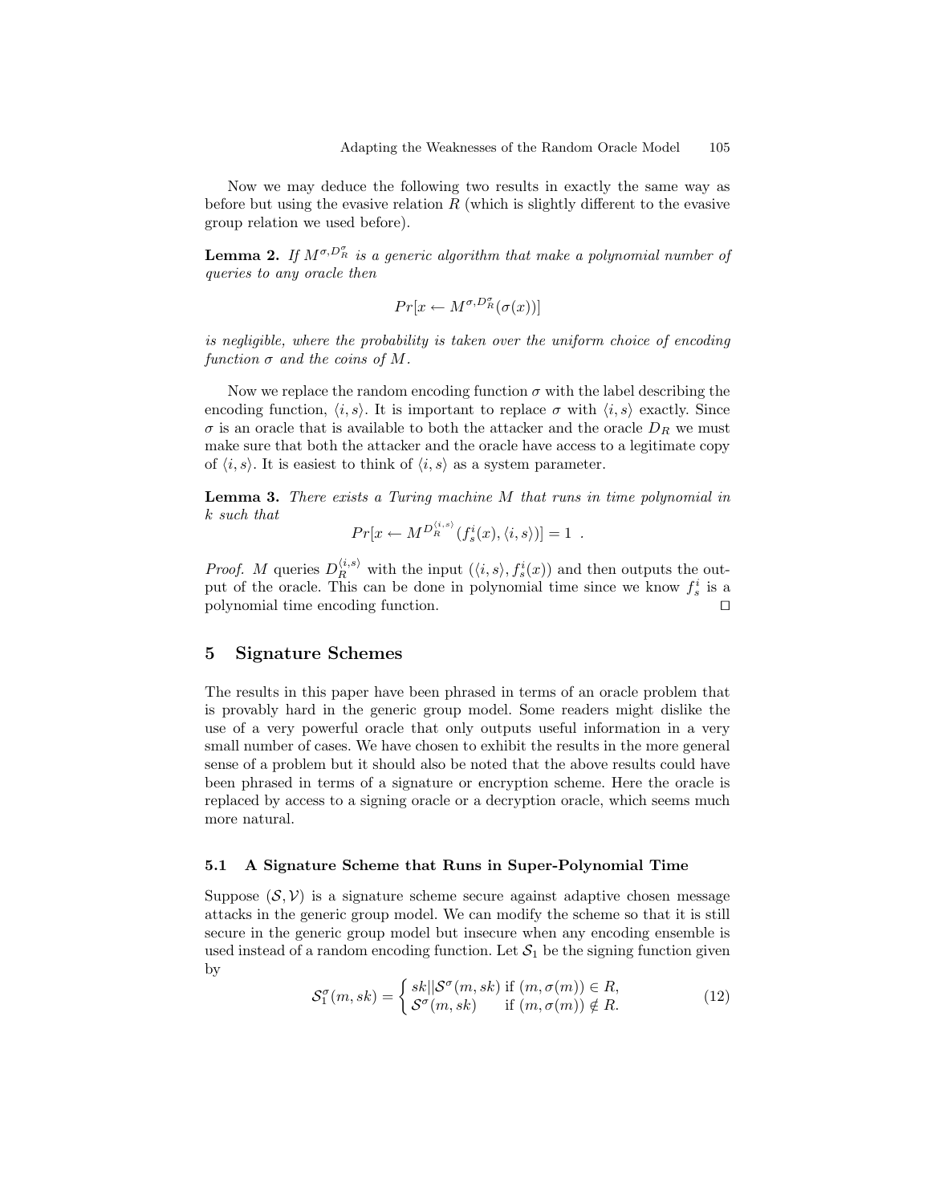Now we may deduce the following two results in exactly the same way as before but using the evasive relation $R$ (which is slightly different to the evasive group relation we used before).

**Lemma 2.** *If $M^{\sigma,D_R^\sigma}$ is a generic algorithm that make a polynomial number of queries to any oracle then*

$$Pr[x \leftarrow M^{\sigma,D_R^\sigma}(\sigma(x))]$$

*is negligible, where the probability is taken over the uniform choice of encoding function $\sigma$ and the coins of $M$.*

Now we replace the random encoding function $\sigma$ with the label describing the encoding function, $\langle i,s\rangle$. It is important to replace $\sigma$ with $\langle i,s\rangle$ exactly. Since $\sigma$ is an oracle that is available to both the attacker and the oracle $D_R$ we must make sure that both the attacker and the oracle have access to a legitimate copy of $\langle i,s\rangle$. It is easiest to think of $\langle i,s\rangle$ as a system parameter.

**Lemma 3.** *There exists a Turing machine $M$ that runs in time polynomial in $k$ such that*

$$Pr[x \leftarrow M^{D_R^{\langle i,s\rangle}}(f_s^i(x), \langle i,s\rangle)] = 1 \enspace .$$

*Proof.* $M$ queries $D_R^{\langle i,s\rangle}$ with the input $(\langle i,s\rangle, f_s^i(x))$ and then outputs the output of the oracle. This can be done in polynomial time since we know $f_s^i$ is a polynomial time encoding function. ◻

## 5 Signature Schemes

The results in this paper have been phrased in terms of an oracle problem that is provably hard in the generic group model. Some readers might dislike the use of a very powerful oracle that only outputs useful information in a very small number of cases. We have chosen to exhibit the results in the more general sense of a problem but it should also be noted that the above results could have been phrased in terms of a signature or encryption scheme. Here the oracle is replaced by access to a signing oracle or a decryption oracle, which seems much more natural.

### 5.1 A Signature Scheme that Runs in Super-Polynomial Time

Suppose $(\mathcal{S},\mathcal{V})$ is a signature scheme secure against adaptive chosen message attacks in the generic group model. We can modify the scheme so that it is still secure in the generic group model but insecure when any encoding ensemble is used instead of a random encoding function. Let $\mathcal{S}_1$ be the signing function given by

$$\mathcal{S}_1^\sigma(m, sk) = \begin{cases} sk||\mathcal{S}^\sigma(m,sk) & \text{if } (m,\sigma(m)) \in R, \\ \mathcal{S}^\sigma(m,sk) & \text{if } (m,\sigma(m)) \notin R. \end{cases} \tag{12}$$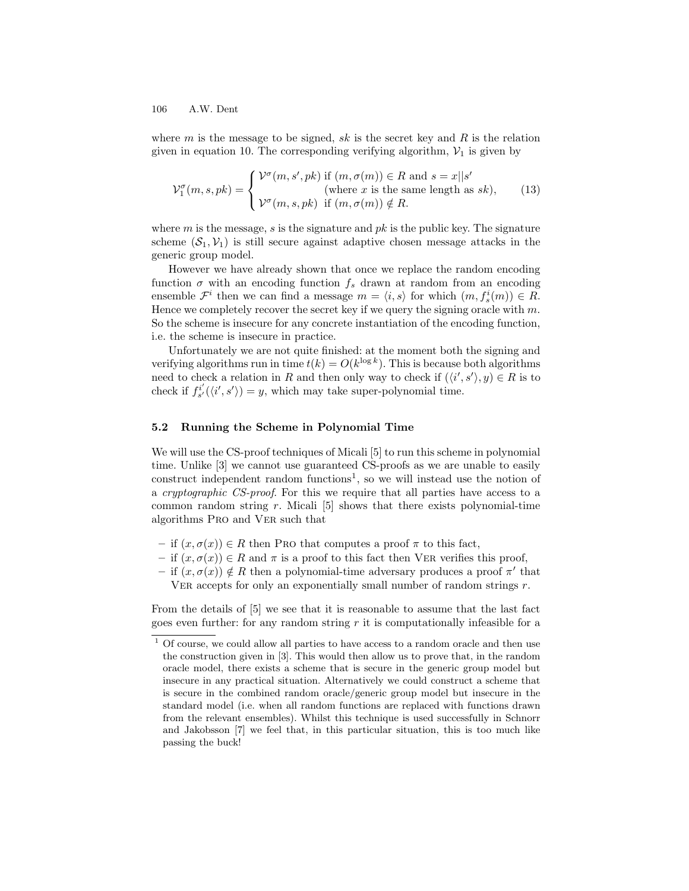where $m$ is the message to be signed, $sk$ is the secret key and $R$ is the relation given in equation 10. The corresponding verifying algorithm, $\mathcal{V}_1$ is given by

$$
\mathcal{V}_1^\sigma(m, s, pk) = \begin{cases} \mathcal{V}^\sigma(m, s', pk) \text{ if } (m, \sigma(m)) \in R \text{ and } s = x||s' \\ \qquad\qquad\qquad \text{(where } x \text{ is the same length as } sk\text{)}, \\ \mathcal{V}^\sigma(m, s, pk) \;\text{ if } (m, \sigma(m)) \notin R. \end{cases} \tag{13}
$$

where $m$ is the message, $s$ is the signature and $pk$ is the public key. The signature scheme $(\mathcal{S}_1, \mathcal{V}_1)$ is still secure against adaptive chosen message attacks in the generic group model.

However we have already shown that once we replace the random encoding function $\sigma$ with an encoding function $f_s$ drawn at random from an encoding ensemble $\mathcal{F}^i$ then we can find a message $m = \langle i, s \rangle$ for which $(m, f_s^i(m)) \in R$. Hence we completely recover the secret key if we query the signing oracle with $m$. So the scheme is insecure for any concrete instantiation of the encoding function, i.e. the scheme is insecure in practice.

Unfortunately we are not quite finished: at the moment both the signing and verifying algorithms run in time $t(k) = O(k^{\log k})$. This is because both algorithms need to check a relation in $R$ and then only way to check if $(\langle i', s' \rangle, y) \in R$ is to check if $f_{s'}^{i'}(\langle i', s' \rangle) = y$, which may take super-polynomial time.

### 5.2 Running the Scheme in Polynomial Time

We will use the CS-proof techniques of Micali [5] to run this scheme in polynomial time. Unlike [3] we cannot use guaranteed CS-proofs as we are unable to easily construct independent random functions[1], so we will instead use the notion of a *cryptographic CS-proof*. For this we require that all parties have access to a common random string $r$. Micali [5] shows that there exists polynomial-time algorithms Pro and Ver such that

- if $(x, \sigma(x)) \in R$ then Pro that computes a proof $\pi$ to this fact,
- if $(x, \sigma(x)) \in R$ and $\pi$ is a proof to this fact then Ver verifies this proof,
- if $(x, \sigma(x)) \notin R$ then a polynomial-time adversary produces a proof $\pi'$ that Ver accepts for only an exponentially small number of random strings $r$.

From the details of [5] we see that it is reasonable to assume that the last fact goes even further: for any random string $r$ it is computationally infeasible for a

[1] Of course, we could allow all parties to have access to a random oracle and then use the construction given in [3]. This would then allow us to prove that, in the random oracle model, there exists a scheme that is secure in the generic group model but insecure in any practical situation. Alternatively we could construct a scheme that is secure in the combined random oracle/generic group model but insecure in the standard model (i.e. when all random functions are replaced with functions drawn from the relevant ensembles). Whilst this technique is used successfully in Schnorr and Jakobsson [7] we feel that, in this particular situation, this is too much like passing the buck!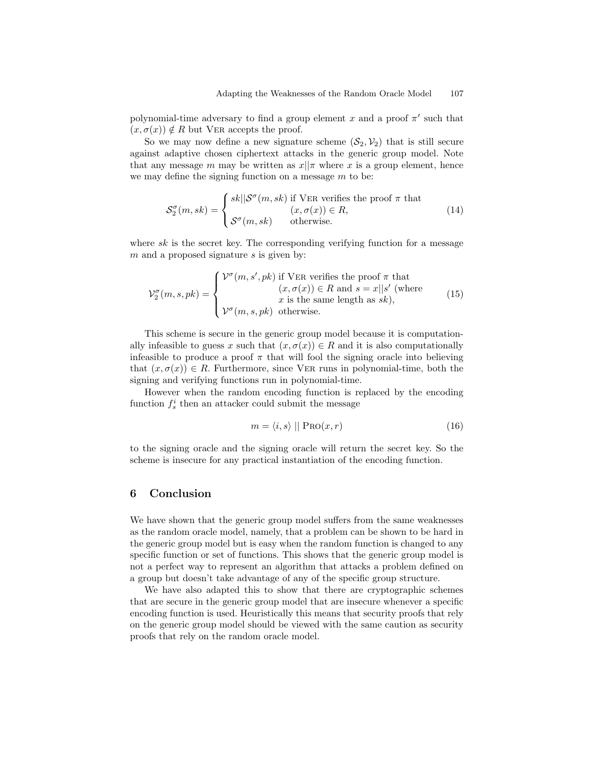polynomial-time adversary to find a group element $x$ and a proof $\pi'$ such that $(x, \sigma(x)) \notin R$ but VER accepts the proof.

So we may now define a new signature scheme $(\mathcal{S}_2, \mathcal{V}_2)$ that is still secure against adaptive chosen ciphertext attacks in the generic group model. Note that any message $m$ may be written as $x||\pi$ where $x$ is a group element, hence we may define the signing function on a message $m$ to be:

$$
\mathcal{S}_2^\sigma(m, sk) = \begin{cases} sk||\mathcal{S}^\sigma(m, sk) & \text{if VER verifies the proof } \pi \text{ that} \\ & (x, \sigma(x)) \in R, \\ \mathcal{S}^\sigma(m, sk) & \text{otherwise.} \end{cases} \tag{14}
$$

where $sk$ is the secret key. The corresponding verifying function for a message $m$ and a proposed signature $s$ is given by:

$$
\mathcal{V}_2^\sigma(m, s, pk) = \begin{cases} \mathcal{V}^\sigma(m, s', pk) & \text{if VER verifies the proof } \pi \text{ that} \\ & (x, \sigma(x)) \in R \text{ and } s = x||s' \text{ (where} \\ & x \text{ is the same length as } sk), \\ \mathcal{V}^\sigma(m, s, pk) & \text{otherwise.} \end{cases} \tag{15}
$$

This scheme is secure in the generic group model because it is computationally infeasible to guess $x$ such that $(x, \sigma(x)) \in R$ and it is also computationally infeasible to produce a proof $\pi$ that will fool the signing oracle into believing that $(x, \sigma(x)) \in R$. Furthermore, since VER runs in polynomial-time, both the signing and verifying functions run in polynomial-time.

However when the random encoding function is replaced by the encoding function $f_s^i$ then an attacker could submit the message

$$
m = \langle i, s \rangle \;||\; \text{PRO}(x, r) \tag{16}
$$

to the signing oracle and the signing oracle will return the secret key. So the scheme is insecure for any practical instantiation of the encoding function.

## 6 Conclusion

We have shown that the generic group model suffers from the same weaknesses as the random oracle model, namely, that a problem can be shown to be hard in the generic group model but is easy when the random function is changed to any specific function or set of functions. This shows that the generic group model is not a perfect way to represent an algorithm that attacks a problem defined on a group but doesn't take advantage of any of the specific group structure.

We have also adapted this to show that there are cryptographic schemes that are secure in the generic group model that are insecure whenever a specific encoding function is used. Heuristically this means that security proofs that rely on the generic group model should be viewed with the same caution as security proofs that rely on the random oracle model.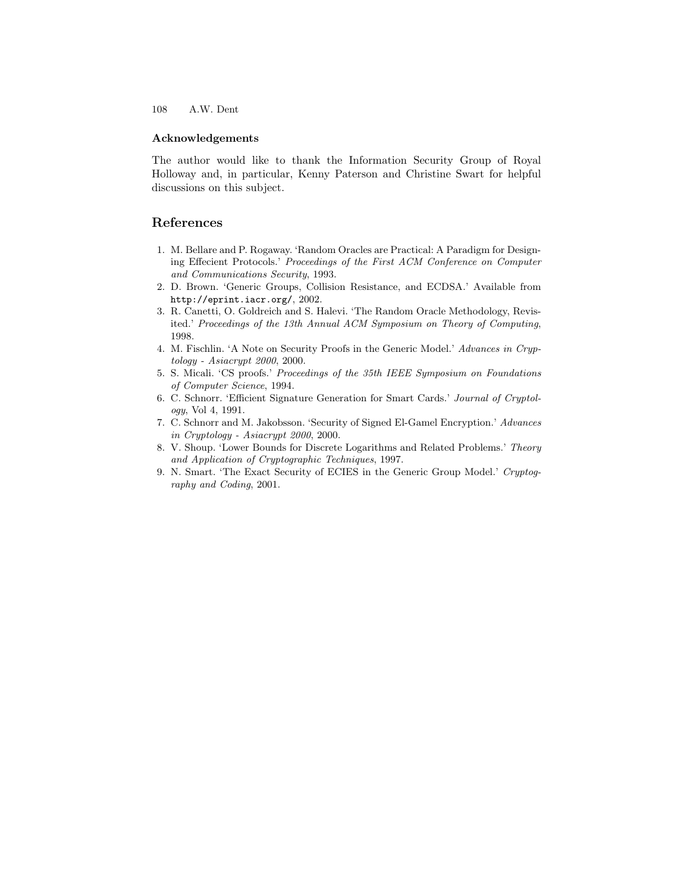#### Acknowledgements

The author would like to thank the Information Security Group of Royal Holloway and, in particular, Kenny Paterson and Christine Swart for helpful discussions on this subject.

## References

1. M. Bellare and P. Rogaway. 'Random Oracles are Practical: A Paradigm for Designing Effecient Protocols.' *Proceedings of the First ACM Conference on Computer and Communications Security*, 1993.
2. D. Brown. 'Generic Groups, Collision Resistance, and ECDSA.' Available from `http://eprint.iacr.org/`, 2002.
3. R. Canetti, O. Goldreich and S. Halevi. 'The Random Oracle Methodology, Revisited.' *Proceedings of the 13th Annual ACM Symposium on Theory of Computing*, 1998.
4. M. Fischlin. 'A Note on Security Proofs in the Generic Model.' *Advances in Cryptology - Asiacrypt 2000*, 2000.
5. S. Micali. 'CS proofs.' *Proceedings of the 35th IEEE Symposium on Foundations of Computer Science*, 1994.
6. C. Schnorr. 'Efficient Signature Generation for Smart Cards.' *Journal of Cryptology*, Vol 4, 1991.
7. C. Schnorr and M. Jakobsson. 'Security of Signed El-Gamel Encryption.' *Advances in Cryptology - Asiacrypt 2000*, 2000.
8. V. Shoup. 'Lower Bounds for Discrete Logarithms and Related Problems.' *Theory and Application of Cryptographic Techniques*, 1997.
9. N. Smart. 'The Exact Security of ECIES in the Generic Group Model.' *Cryptography and Coding*, 2001.